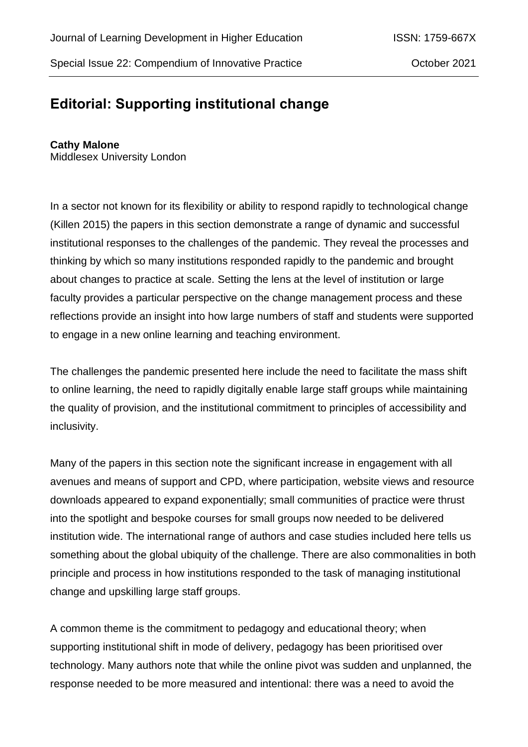# Editorial: Supporting institutional change

**Cathy Malone**
Middlesex University London

In a sector not known for its flexibility or ability to respond rapidly to technological change (Killen 2015) the papers in this section demonstrate a range of dynamic and successful institutional responses to the challenges of the pandemic. They reveal the processes and thinking by which so many institutions responded rapidly to the pandemic and brought about changes to practice at scale. Setting the lens at the level of institution or large faculty provides a particular perspective on the change management process and these reflections provide an insight into how large numbers of staff and students were supported to engage in a new online learning and teaching environment.

The challenges the pandemic presented here include the need to facilitate the mass shift to online learning, the need to rapidly digitally enable large staff groups while maintaining the quality of provision, and the institutional commitment to principles of accessibility and inclusivity.

Many of the papers in this section note the significant increase in engagement with all avenues and means of support and CPD, where participation, website views and resource downloads appeared to expand exponentially; small communities of practice were thrust into the spotlight and bespoke courses for small groups now needed to be delivered institution wide. The international range of authors and case studies included here tells us something about the global ubiquity of the challenge. There are also commonalities in both principle and process in how institutions responded to the task of managing institutional change and upskilling large staff groups.

A common theme is the commitment to pedagogy and educational theory; when supporting institutional shift in mode of delivery, pedagogy has been prioritised over technology. Many authors note that while the online pivot was sudden and unplanned, the response needed to be more measured and intentional: there was a need to avoid the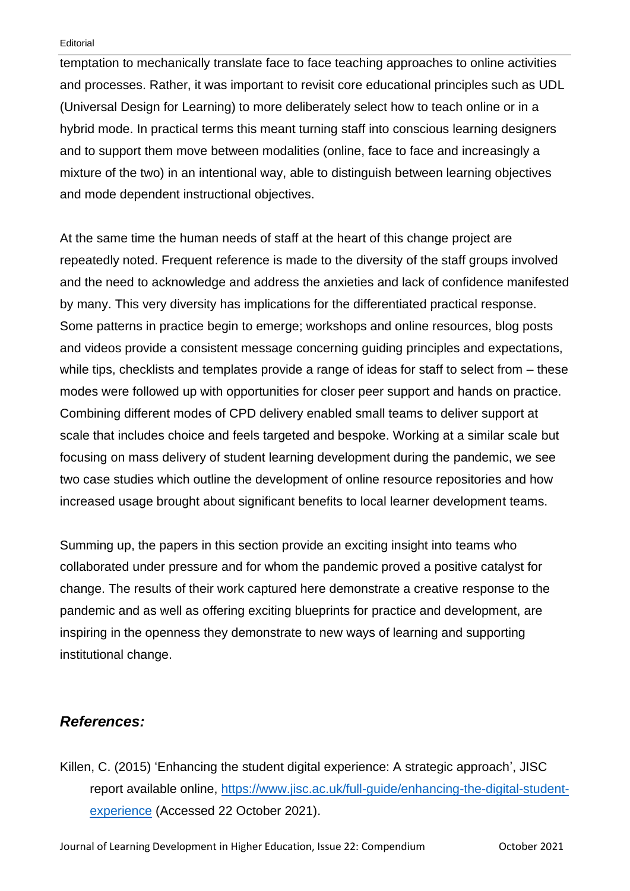temptation to mechanically translate face to face teaching approaches to online activities and processes. Rather, it was important to revisit core educational principles such as UDL (Universal Design for Learning) to more deliberately select how to teach online or in a hybrid mode. In practical terms this meant turning staff into conscious learning designers and to support them move between modalities (online, face to face and increasingly a mixture of the two) in an intentional way, able to distinguish between learning objectives and mode dependent instructional objectives.

At the same time the human needs of staff at the heart of this change project are repeatedly noted. Frequent reference is made to the diversity of the staff groups involved and the need to acknowledge and address the anxieties and lack of confidence manifested by many. This very diversity has implications for the differentiated practical response. Some patterns in practice begin to emerge; workshops and online resources, blog posts and videos provide a consistent message concerning guiding principles and expectations, while tips, checklists and templates provide a range of ideas for staff to select from – these modes were followed up with opportunities for closer peer support and hands on practice. Combining different modes of CPD delivery enabled small teams to deliver support at scale that includes choice and feels targeted and bespoke. Working at a similar scale but focusing on mass delivery of student learning development during the pandemic, we see two case studies which outline the development of online resource repositories and how increased usage brought about significant benefits to local learner development teams.

Summing up, the papers in this section provide an exciting insight into teams who collaborated under pressure and for whom the pandemic proved a positive catalyst for change. The results of their work captured here demonstrate a creative response to the pandemic and as well as offering exciting blueprints for practice and development, are inspiring in the openness they demonstrate to new ways of learning and supporting institutional change.

## *References:*

Killen, C. (2015) 'Enhancing the student digital experience: A strategic approach', JISC report available online, [https://www.jisc.ac.uk/full-guide/enhancing-the-digital-student-experience](https://www.jisc.ac.uk/full-guide/enhancing-the-digital-student-experience) (Accessed 22 October 2021).